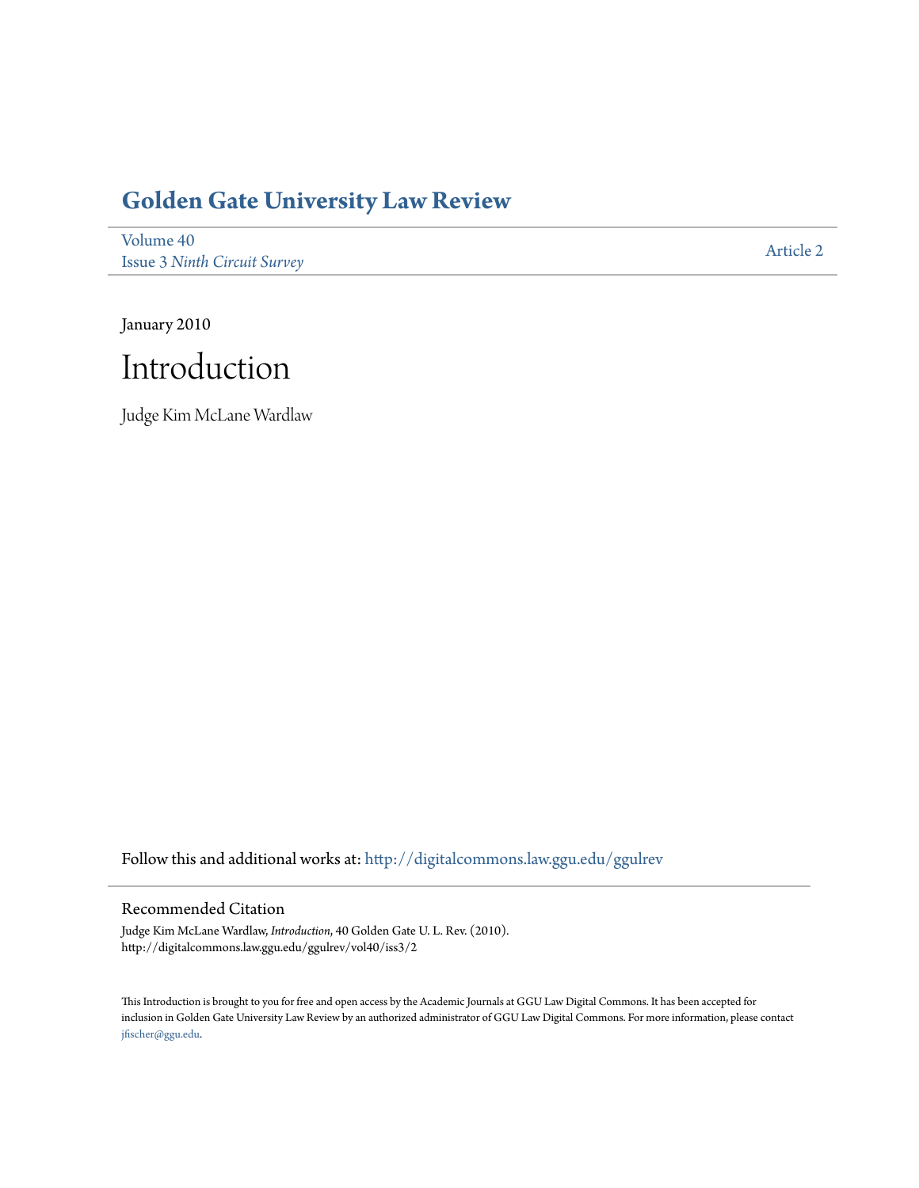# Golden Gate University Law Review

Volume 40
Issue 3 *Ninth Circuit Survey*

Article 2

January 2010

# Introduction

Judge Kim McLane Wardlaw

Follow this and additional works at: http://digitalcommons.law.ggu.edu/ggulrev

## Recommended Citation

Judge Kim McLane Wardlaw, *Introduction*, 40 Golden Gate U. L. Rev. (2010).
http://digitalcommons.law.ggu.edu/ggulrev/vol40/iss3/2

This Introduction is brought to you for free and open access by the Academic Journals at GGU Law Digital Commons. It has been accepted for inclusion in Golden Gate University Law Review by an authorized administrator of GGU Law Digital Commons. For more information, please contact jfischer@ggu.edu.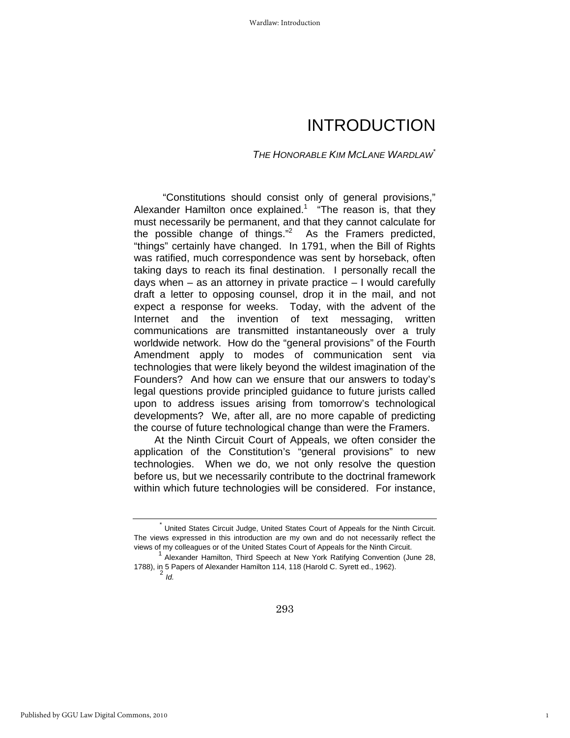# INTRODUCTION

*THE HONORABLE KIM MCLANE WARDLAW*[*]

"Constitutions should consist only of general provisions," Alexander Hamilton once explained.[1] "The reason is, that they must necessarily be permanent, and that they cannot calculate for the possible change of things."[2] As the Framers predicted, "things" certainly have changed. In 1791, when the Bill of Rights was ratified, much correspondence was sent by horseback, often taking days to reach its final destination. I personally recall the days when – as an attorney in private practice – I would carefully draft a letter to opposing counsel, drop it in the mail, and not expect a response for weeks. Today, with the advent of the Internet and the invention of text messaging, written communications are transmitted instantaneously over a truly worldwide network. How do the "general provisions" of the Fourth Amendment apply to modes of communication sent via technologies that were likely beyond the wildest imagination of the Founders? And how can we ensure that our answers to today's legal questions provide principled guidance to future jurists called upon to address issues arising from tomorrow's technological developments? We, after all, are no more capable of predicting the course of future technological change than were the Framers.

At the Ninth Circuit Court of Appeals, we often consider the application of the Constitution's "general provisions" to new technologies. When we do, we not only resolve the question before us, but we necessarily contribute to the doctrinal framework within which future technologies will be considered. For instance,

---

[*] United States Circuit Judge, United States Court of Appeals for the Ninth Circuit. The views expressed in this introduction are my own and do not necessarily reflect the views of my colleagues or of the United States Court of Appeals for the Ninth Circuit.

[1] Alexander Hamilton, Third Speech at New York Ratifying Convention (June 28, 1788), in 5 Papers of Alexander Hamilton 114, 118 (Harold C. Syrett ed., 1962).

[2] *Id.*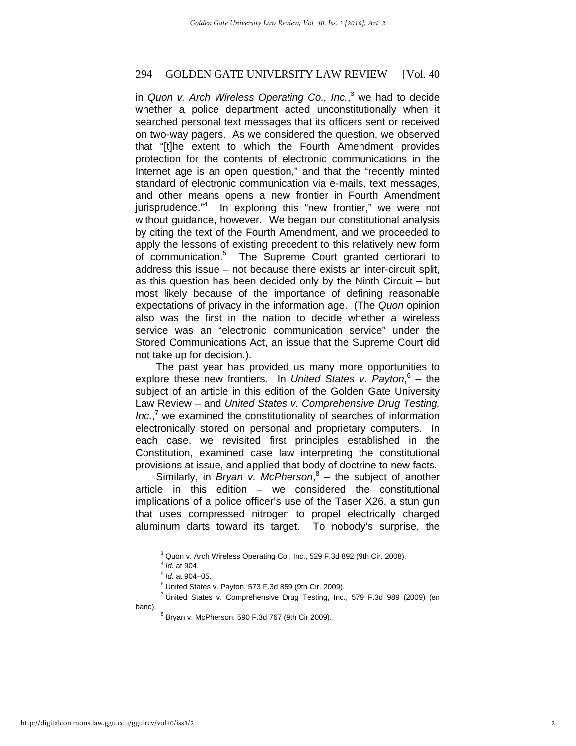in *Quon v. Arch Wireless Operating Co., Inc.*,[3] we had to decide whether a police department acted unconstitutionally when it searched personal text messages that its officers sent or received on two-way pagers. As we considered the question, we observed that "[t]he extent to which the Fourth Amendment provides protection for the contents of electronic communications in the Internet age is an open question," and that the "recently minted standard of electronic communication via e-mails, text messages, and other means opens a new frontier in Fourth Amendment jurisprudence."[4] In exploring this "new frontier," we were not without guidance, however. We began our constitutional analysis by citing the text of the Fourth Amendment, and we proceeded to apply the lessons of existing precedent to this relatively new form of communication.[5] The Supreme Court granted certiorari to address this issue – not because there exists an inter-circuit split, as this question has been decided only by the Ninth Circuit – but most likely because of the importance of defining reasonable expectations of privacy in the information age. (The *Quon* opinion also was the first in the nation to decide whether a wireless service was an "electronic communication service" under the Stored Communications Act, an issue that the Supreme Court did not take up for decision.).

The past year has provided us many more opportunities to explore these new frontiers. In *United States v. Payton*,[6] – the subject of an article in this edition of the Golden Gate University Law Review – and *United States v. Comprehensive Drug Testing, Inc.*,[7] we examined the constitutionality of searches of information electronically stored on personal and proprietary computers. In each case, we revisited first principles established in the Constitution, examined case law interpreting the constitutional provisions at issue, and applied that body of doctrine to new facts.

Similarly, in *Bryan v. McPherson*,[8] – the subject of another article in this edition – we considered the constitutional implications of a police officer's use of the Taser X26, a stun gun that uses compressed nitrogen to propel electrically charged aluminum darts toward its target. To nobody's surprise, the

---

[3] Quon v. Arch Wireless Operating Co., Inc., 529 F.3d 892 (9th Cir. 2008).

[4] *Id.* at 904.

[5] *Id.* at 904–05.

[6] United States v. Payton, 573 F.3d 859 (9th Cir. 2009).

[7] United States v. Comprehensive Drug Testing, Inc., 579 F.3d 989 (2009) (en banc).

[8] Bryan v. McPherson, 590 F.3d 767 (9th Cir 2009).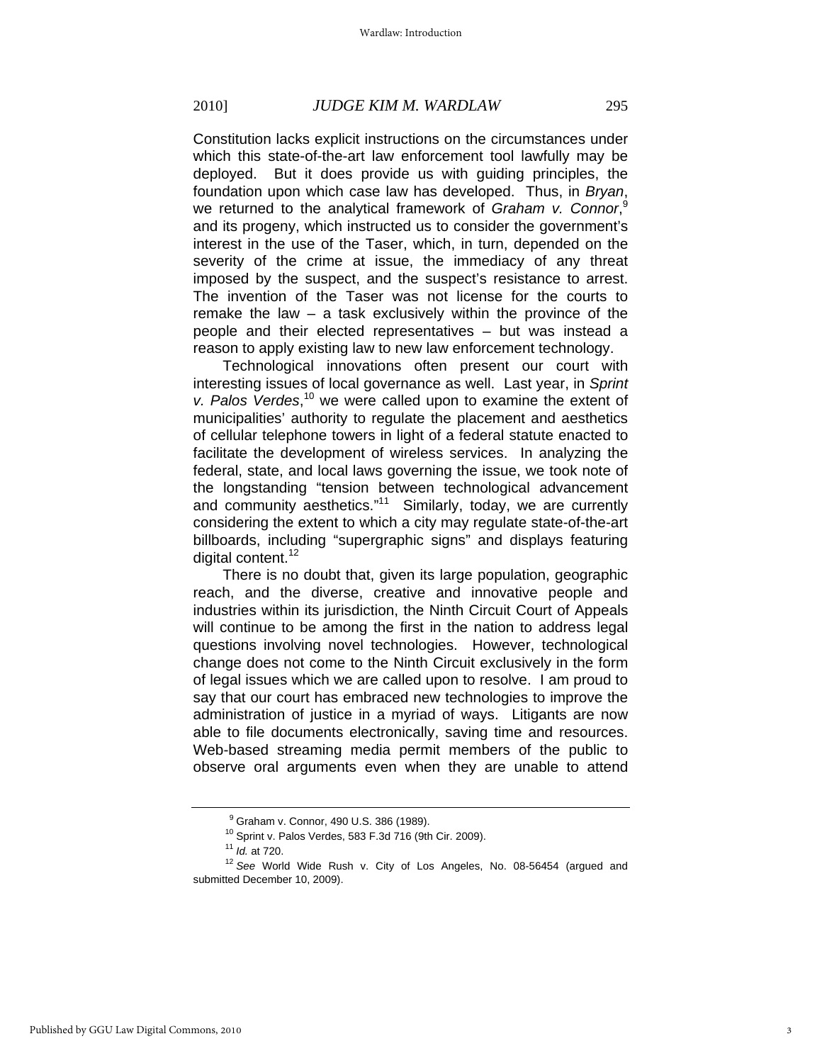Constitution lacks explicit instructions on the circumstances under which this state-of-the-art law enforcement tool lawfully may be deployed. But it does provide us with guiding principles, the foundation upon which case law has developed. Thus, in *Bryan*, we returned to the analytical framework of *Graham v. Connor*,[9] and its progeny, which instructed us to consider the government's interest in the use of the Taser, which, in turn, depended on the severity of the crime at issue, the immediacy of any threat imposed by the suspect, and the suspect's resistance to arrest. The invention of the Taser was not license for the courts to remake the law – a task exclusively within the province of the people and their elected representatives – but was instead a reason to apply existing law to new law enforcement technology.

Technological innovations often present our court with interesting issues of local governance as well. Last year, in *Sprint v. Palos Verdes*,[10] we were called upon to examine the extent of municipalities' authority to regulate the placement and aesthetics of cellular telephone towers in light of a federal statute enacted to facilitate the development of wireless services. In analyzing the federal, state, and local laws governing the issue, we took note of the longstanding "tension between technological advancement and community aesthetics."[11] Similarly, today, we are currently considering the extent to which a city may regulate state-of-the-art billboards, including "supergraphic signs" and displays featuring digital content.[12]

There is no doubt that, given its large population, geographic reach, and the diverse, creative and innovative people and industries within its jurisdiction, the Ninth Circuit Court of Appeals will continue to be among the first in the nation to address legal questions involving novel technologies. However, technological change does not come to the Ninth Circuit exclusively in the form of legal issues which we are called upon to resolve. I am proud to say that our court has embraced new technologies to improve the administration of justice in a myriad of ways. Litigants are now able to file documents electronically, saving time and resources. Web-based streaming media permit members of the public to observe oral arguments even when they are unable to attend

---

[9] Graham v. Connor, 490 U.S. 386 (1989).

[10] Sprint v. Palos Verdes, 583 F.3d 716 (9th Cir. 2009).

[11] *Id.* at 720.

[12] *See* World Wide Rush v. City of Los Angeles, No. 08-56454 (argued and submitted December 10, 2009).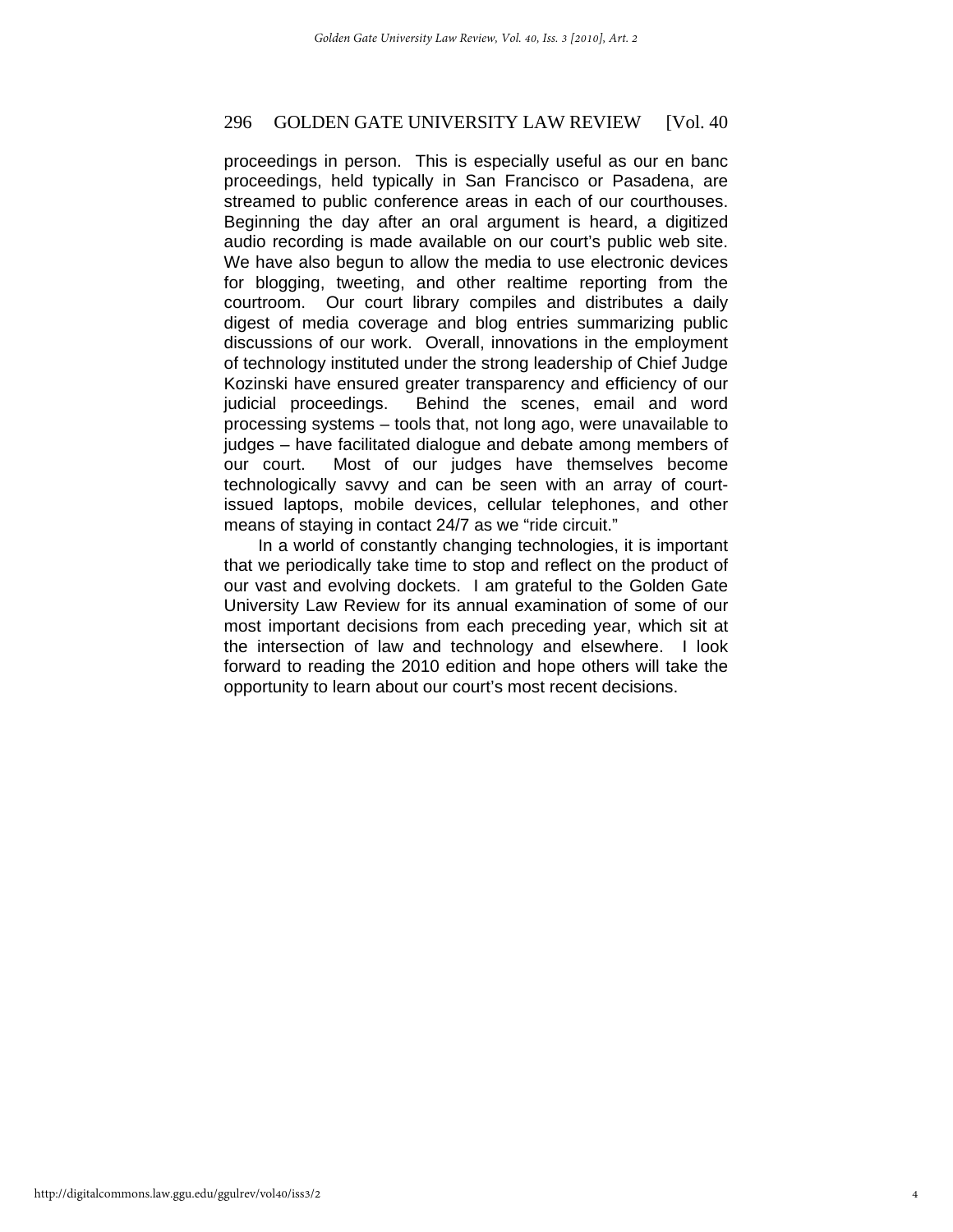proceedings in person. This is especially useful as our en banc proceedings, held typically in San Francisco or Pasadena, are streamed to public conference areas in each of our courthouses. Beginning the day after an oral argument is heard, a digitized audio recording is made available on our court's public web site. We have also begun to allow the media to use electronic devices for blogging, tweeting, and other realtime reporting from the courtroom. Our court library compiles and distributes a daily digest of media coverage and blog entries summarizing public discussions of our work. Overall, innovations in the employment of technology instituted under the strong leadership of Chief Judge Kozinski have ensured greater transparency and efficiency of our judicial proceedings. Behind the scenes, email and word processing systems – tools that, not long ago, were unavailable to judges – have facilitated dialogue and debate among members of our court. Most of our judges have themselves become technologically savvy and can be seen with an array of court-issued laptops, mobile devices, cellular telephones, and other means of staying in contact 24/7 as we "ride circuit."

In a world of constantly changing technologies, it is important that we periodically take time to stop and reflect on the product of our vast and evolving dockets. I am grateful to the Golden Gate University Law Review for its annual examination of some of our most important decisions from each preceding year, which sit at the intersection of law and technology and elsewhere. I look forward to reading the 2010 edition and hope others will take the opportunity to learn about our court's most recent decisions.